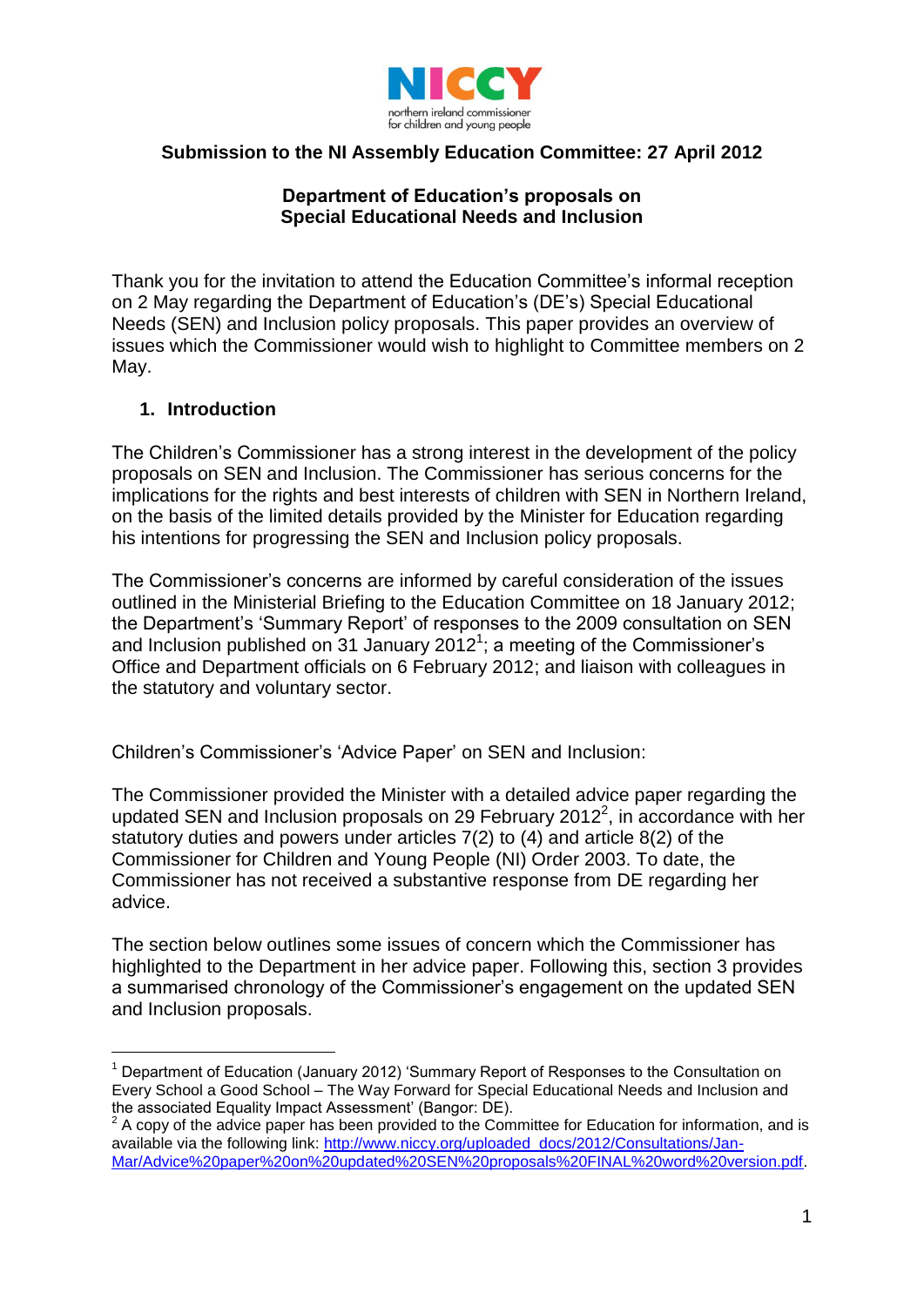NICCY
northern ireland commissioner for children and young people

**Submission to the NI Assembly Education Committee: 27 April 2012**

**Department of Education's proposals on Special Educational Needs and Inclusion**

Thank you for the invitation to attend the Education Committee's informal reception on 2 May regarding the Department of Education's (DE's) Special Educational Needs (SEN) and Inclusion policy proposals. This paper provides an overview of issues which the Commissioner would wish to highlight to Committee members on 2 May.

## 1. Introduction

The Children's Commissioner has a strong interest in the development of the policy proposals on SEN and Inclusion. The Commissioner has serious concerns for the implications for the rights and best interests of children with SEN in Northern Ireland, on the basis of the limited details provided by the Minister for Education regarding his intentions for progressing the SEN and Inclusion policy proposals.

The Commissioner's concerns are informed by careful consideration of the issues outlined in the Ministerial Briefing to the Education Committee on 18 January 2012; the Department's 'Summary Report' of responses to the 2009 consultation on SEN and Inclusion published on 31 January 2012[1]; a meeting of the Commissioner's Office and Department officials on 6 February 2012; and liaison with colleagues in the statutory and voluntary sector.

Children's Commissioner's 'Advice Paper' on SEN and Inclusion:

The Commissioner provided the Minister with a detailed advice paper regarding the updated SEN and Inclusion proposals on 29 February 2012[2], in accordance with her statutory duties and powers under articles 7(2) to (4) and article 8(2) of the Commissioner for Children and Young People (NI) Order 2003. To date, the Commissioner has not received a substantive response from DE regarding her advice.

The section below outlines some issues of concern which the Commissioner has highlighted to the Department in her advice paper. Following this, section 3 provides a summarised chronology of the Commissioner's engagement on the updated SEN and Inclusion proposals.

---

[1] Department of Education (January 2012) 'Summary Report of Responses to the Consultation on Every School a Good School – The Way Forward for Special Educational Needs and Inclusion and the associated Equality Impact Assessment' (Bangor: DE).

[2] A copy of the advice paper has been provided to the Committee for Education for information, and is available via the following link: http://www.niccy.org/uploaded_docs/2012/Consultations/Jan-Mar/Advice%20paper%20on%20updated%20SEN%20proposals%20FINAL%20word%20version.pdf.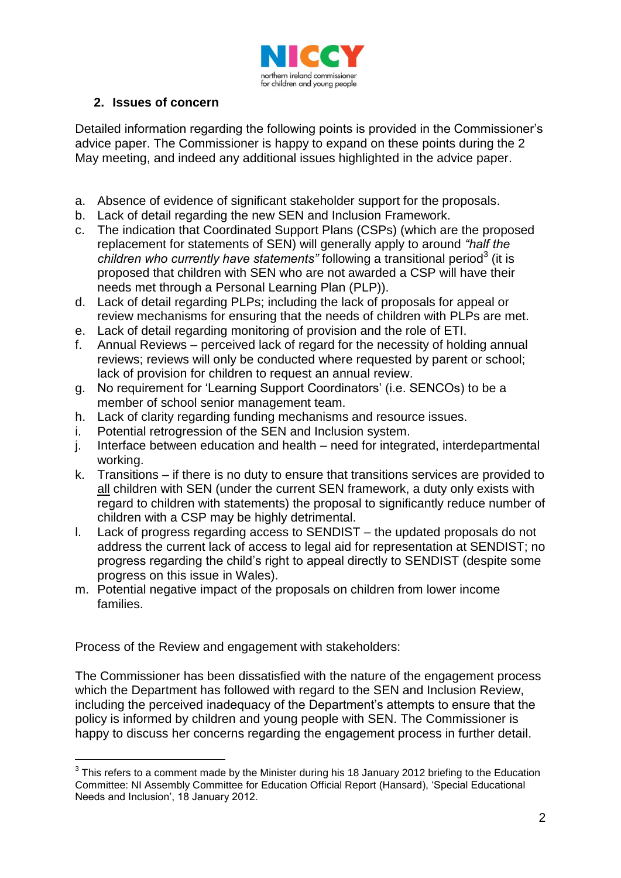## 2. Issues of concern

Detailed information regarding the following points is provided in the Commissioner's advice paper. The Commissioner is happy to expand on these points during the 2 May meeting, and indeed any additional issues highlighted in the advice paper.

a. Absence of evidence of significant stakeholder support for the proposals.
b. Lack of detail regarding the new SEN and Inclusion Framework.
c. The indication that Coordinated Support Plans (CSPs) (which are the proposed replacement for statements of SEN) will generally apply to around *"half the children who currently have statements"* following a transitional period[3] (it is proposed that children with SEN who are not awarded a CSP will have their needs met through a Personal Learning Plan (PLP)).
d. Lack of detail regarding PLPs; including the lack of proposals for appeal or review mechanisms for ensuring that the needs of children with PLPs are met.
e. Lack of detail regarding monitoring of provision and the role of ETI.
f. Annual Reviews – perceived lack of regard for the necessity of holding annual reviews; reviews will only be conducted where requested by parent or school; lack of provision for children to request an annual review.
g. No requirement for 'Learning Support Coordinators' (i.e. SENCOs) to be a member of school senior management team.
h. Lack of clarity regarding funding mechanisms and resource issues.
i. Potential retrogression of the SEN and Inclusion system.
j. Interface between education and health – need for integrated, interdepartmental working.
k. Transitions – if there is no duty to ensure that transitions services are provided to <u>all</u> children with SEN (under the current SEN framework, a duty only exists with regard to children with statements) the proposal to significantly reduce number of children with a CSP may be highly detrimental.
l. Lack of progress regarding access to SENDIST – the updated proposals do not address the current lack of access to legal aid for representation at SENDIST; no progress regarding the child's right to appeal directly to SENDIST (despite some progress on this issue in Wales).
m. Potential negative impact of the proposals on children from lower income families.

Process of the Review and engagement with stakeholders:

The Commissioner has been dissatisfied with the nature of the engagement process which the Department has followed with regard to the SEN and Inclusion Review, including the perceived inadequacy of the Department's attempts to ensure that the policy is informed by children and young people with SEN. The Commissioner is happy to discuss her concerns regarding the engagement process in further detail.

---

[3] This refers to a comment made by the Minister during his 18 January 2012 briefing to the Education Committee: NI Assembly Committee for Education Official Report (Hansard), 'Special Educational Needs and Inclusion', 18 January 2012.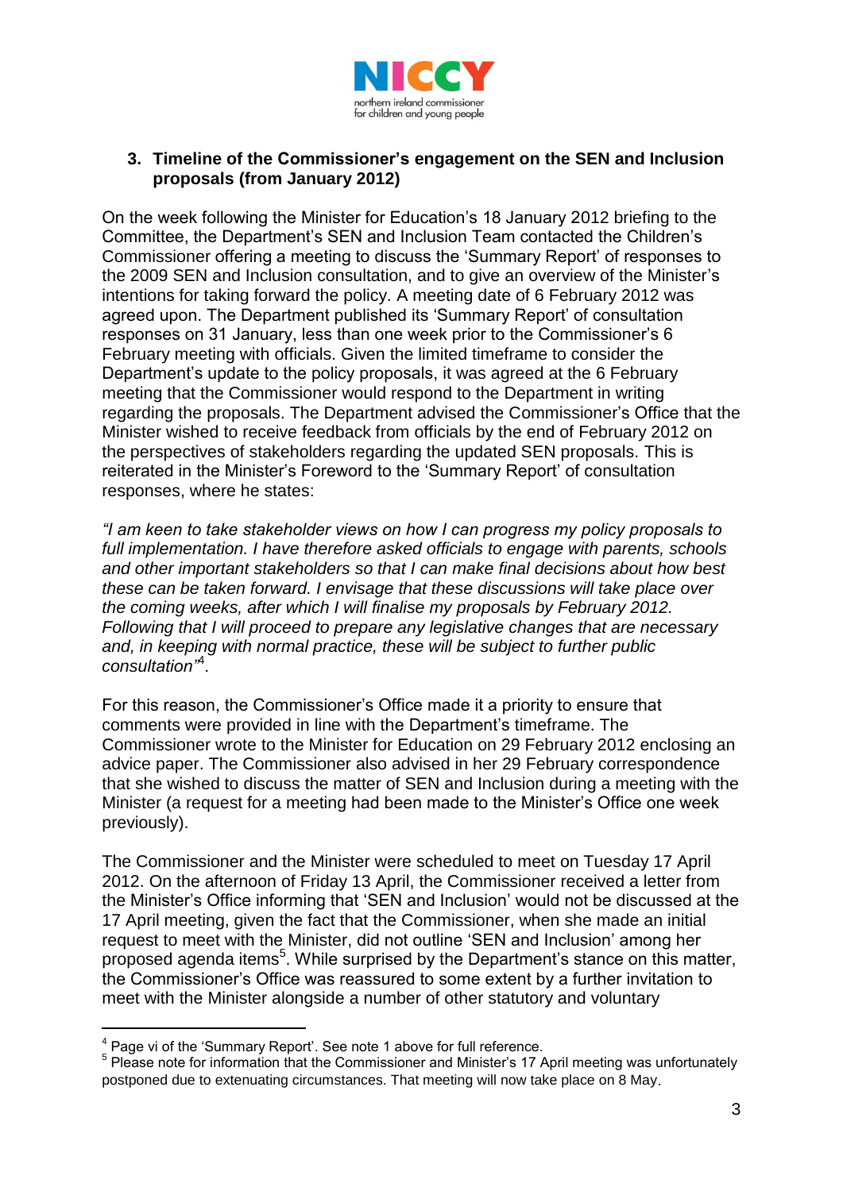### 3. Timeline of the Commissioner's engagement on the SEN and Inclusion proposals (from January 2012)

On the week following the Minister for Education's 18 January 2012 briefing to the Committee, the Department's SEN and Inclusion Team contacted the Children's Commissioner offering a meeting to discuss the 'Summary Report' of responses to the 2009 SEN and Inclusion consultation, and to give an overview of the Minister's intentions for taking forward the policy. A meeting date of 6 February 2012 was agreed upon. The Department published its 'Summary Report' of consultation responses on 31 January, less than one week prior to the Commissioner's 6 February meeting with officials. Given the limited timeframe to consider the Department's update to the policy proposals, it was agreed at the 6 February meeting that the Commissioner would respond to the Department in writing regarding the proposals. The Department advised the Commissioner's Office that the Minister wished to receive feedback from officials by the end of February 2012 on the perspectives of stakeholders regarding the updated SEN proposals. This is reiterated in the Minister's Foreword to the 'Summary Report' of consultation responses, where he states:

*"I am keen to take stakeholder views on how I can progress my policy proposals to full implementation. I have therefore asked officials to engage with parents, schools and other important stakeholders so that I can make final decisions about how best these can be taken forward. I envisage that these discussions will take place over the coming weeks, after which I will finalise my proposals by February 2012. Following that I will proceed to prepare any legislative changes that are necessary and, in keeping with normal practice, these will be subject to further public consultation"*[4].

For this reason, the Commissioner's Office made it a priority to ensure that comments were provided in line with the Department's timeframe. The Commissioner wrote to the Minister for Education on 29 February 2012 enclosing an advice paper. The Commissioner also advised in her 29 February correspondence that she wished to discuss the matter of SEN and Inclusion during a meeting with the Minister (a request for a meeting had been made to the Minister's Office one week previously).

The Commissioner and the Minister were scheduled to meet on Tuesday 17 April 2012. On the afternoon of Friday 13 April, the Commissioner received a letter from the Minister's Office informing that 'SEN and Inclusion' would not be discussed at the 17 April meeting, given the fact that the Commissioner, when she made an initial request to meet with the Minister, did not outline 'SEN and Inclusion' among her proposed agenda items[5]. While surprised by the Department's stance on this matter, the Commissioner's Office was reassured to some extent by a further invitation to meet with the Minister alongside a number of other statutory and voluntary

---

[4] Page vi of the 'Summary Report'. See note 1 above for full reference.

[5] Please note for information that the Commissioner and Minister's 17 April meeting was unfortunately postponed due to extenuating circumstances. That meeting will now take place on 8 May.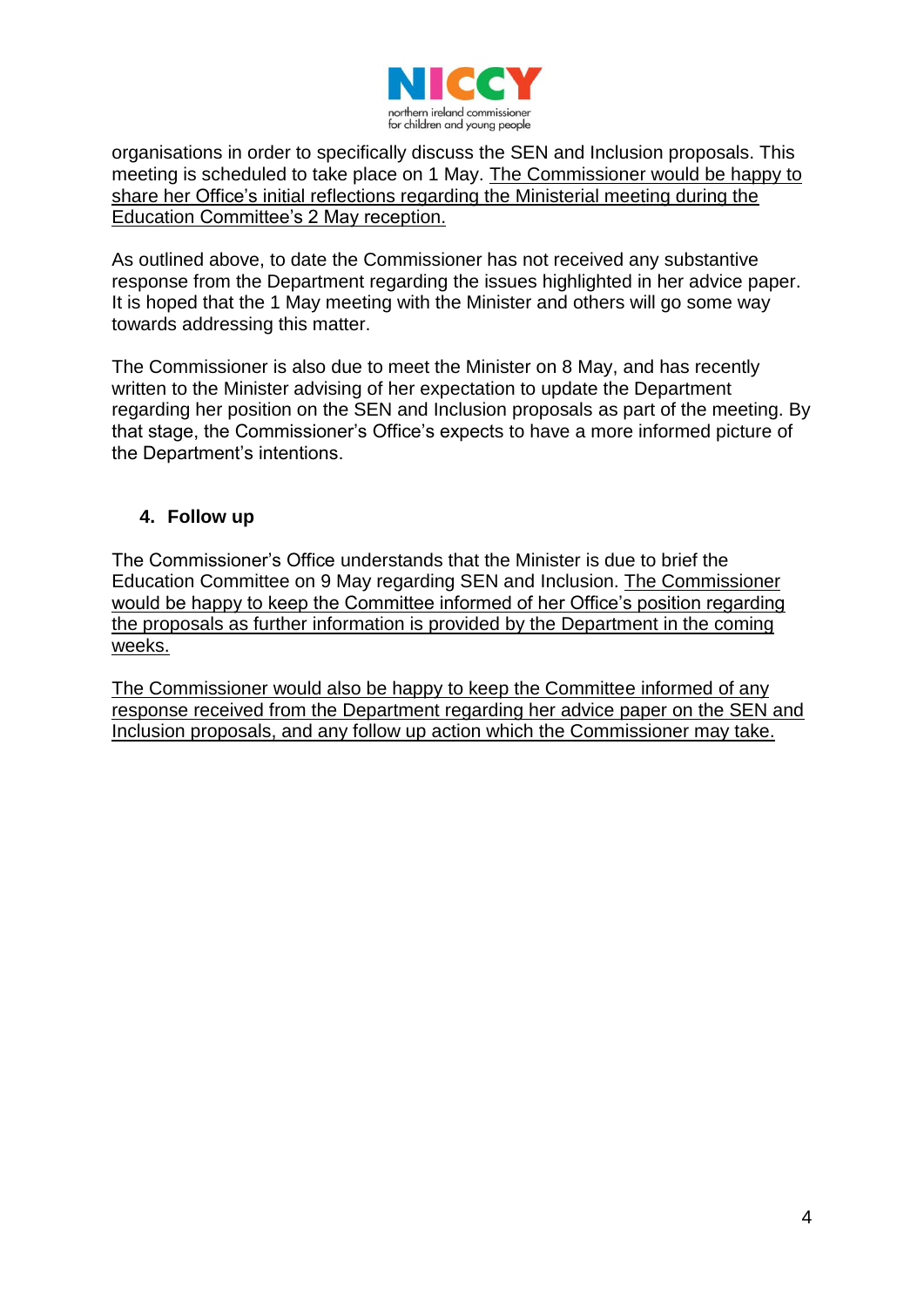organisations in order to specifically discuss the SEN and Inclusion proposals. This meeting is scheduled to take place on 1 May. <u>The Commissioner would be happy to share her Office's initial reflections regarding the Ministerial meeting during the Education Committee's 2 May reception.</u>

As outlined above, to date the Commissioner has not received any substantive response from the Department regarding the issues highlighted in her advice paper. It is hoped that the 1 May meeting with the Minister and others will go some way towards addressing this matter.

The Commissioner is also due to meet the Minister on 8 May, and has recently written to the Minister advising of her expectation to update the Department regarding her position on the SEN and Inclusion proposals as part of the meeting. By that stage, the Commissioner's Office's expects to have a more informed picture of the Department's intentions.

## 4. Follow up

The Commissioner's Office understands that the Minister is due to brief the Education Committee on 9 May regarding SEN and Inclusion. <u>The Commissioner would be happy to keep the Committee informed of her Office's position regarding the proposals as further information is provided by the Department in the coming weeks.</u>

<u>The Commissioner would also be happy to keep the Committee informed of any response received from the Department regarding her advice paper on the SEN and Inclusion proposals, and any follow up action which the Commissioner may take.</u>